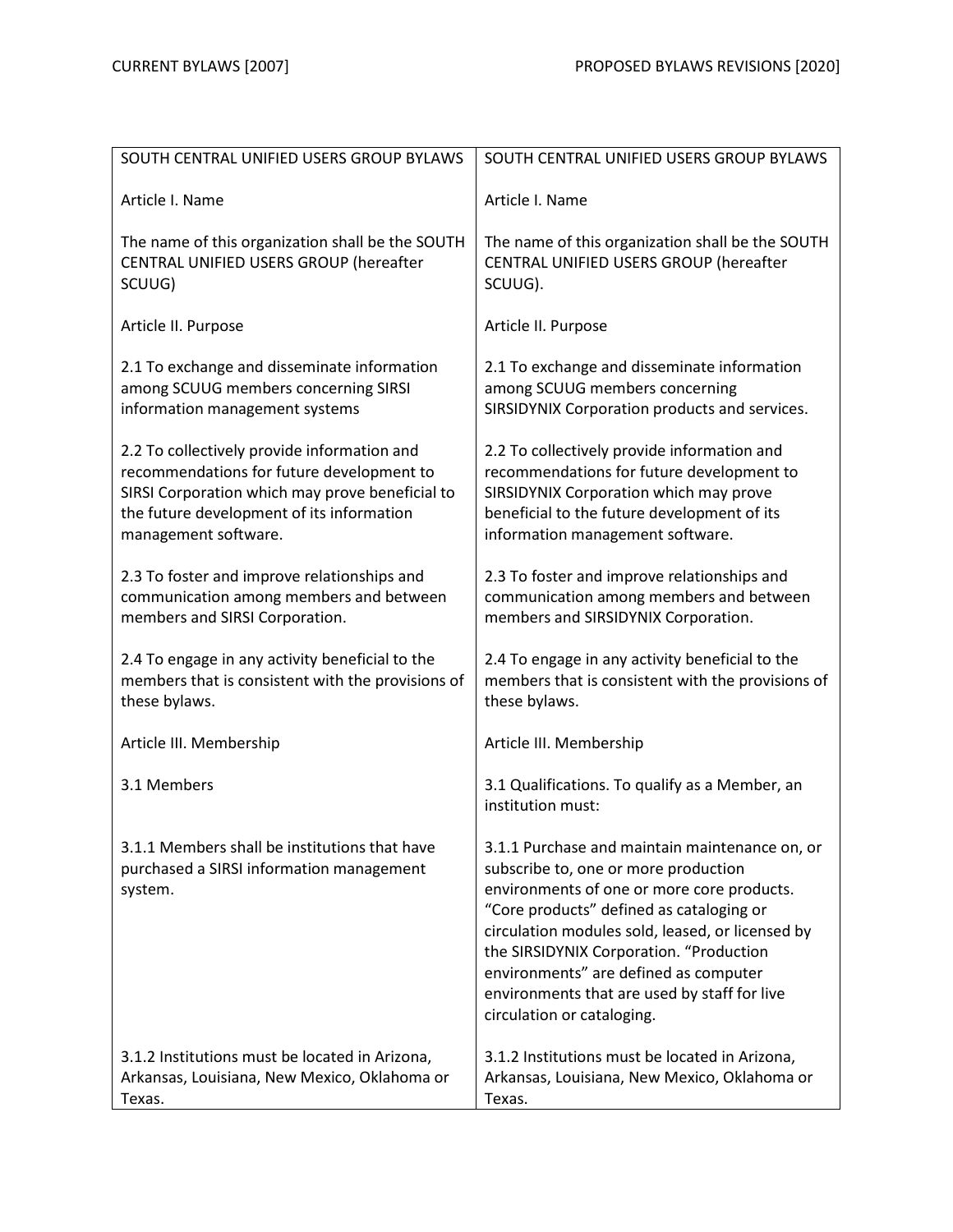| CURRENT BYLAWS [2007] | PROPOSED BYLAWS REVISIONS [2020] |
|---|---|
| SOUTH CENTRAL UNIFIED USERS GROUP BYLAWS | SOUTH CENTRAL UNIFIED USERS GROUP BYLAWS |
| Article I. Name | Article I. Name |
| The name of this organization shall be the SOUTH CENTRAL UNIFIED USERS GROUP (hereafter SCUUG) | The name of this organization shall be the SOUTH CENTRAL UNIFIED USERS GROUP (hereafter SCUUG). |
| Article II. Purpose | Article II. Purpose |
| 2.1 To exchange and disseminate information among SCUUG members concerning SIRSI information management systems | 2.1 To exchange and disseminate information among SCUUG members concerning SIRSIDYNIX Corporation products and services. |
| 2.2 To collectively provide information and recommendations for future development to SIRSI Corporation which may prove beneficial to the future development of its information management software. | 2.2 To collectively provide information and recommendations for future development to SIRSIDYNIX Corporation which may prove beneficial to the future development of its information management software. |
| 2.3 To foster and improve relationships and communication among members and between members and SIRSI Corporation. | 2.3 To foster and improve relationships and communication among members and between members and SIRSIDYNIX Corporation. |
| 2.4 To engage in any activity beneficial to the members that is consistent with the provisions of these bylaws. | 2.4 To engage in any activity beneficial to the members that is consistent with the provisions of these bylaws. |
| Article III. Membership | Article III. Membership |
| 3.1 Members | 3.1 Qualifications. To qualify as a Member, an institution must: |
| 3.1.1 Members shall be institutions that have purchased a SIRSI information management system. | 3.1.1 Purchase and maintain maintenance on, or subscribe to, one or more production environments of one or more core products. "Core products" defined as cataloging or circulation modules sold, leased, or licensed by the SIRSIDYNIX Corporation. "Production environments" are defined as computer environments that are used by staff for live circulation or cataloging. |
| 3.1.2 Institutions must be located in Arizona, Arkansas, Louisiana, New Mexico, Oklahoma or Texas. | 3.1.2 Institutions must be located in Arizona, Arkansas, Louisiana, New Mexico, Oklahoma or Texas. |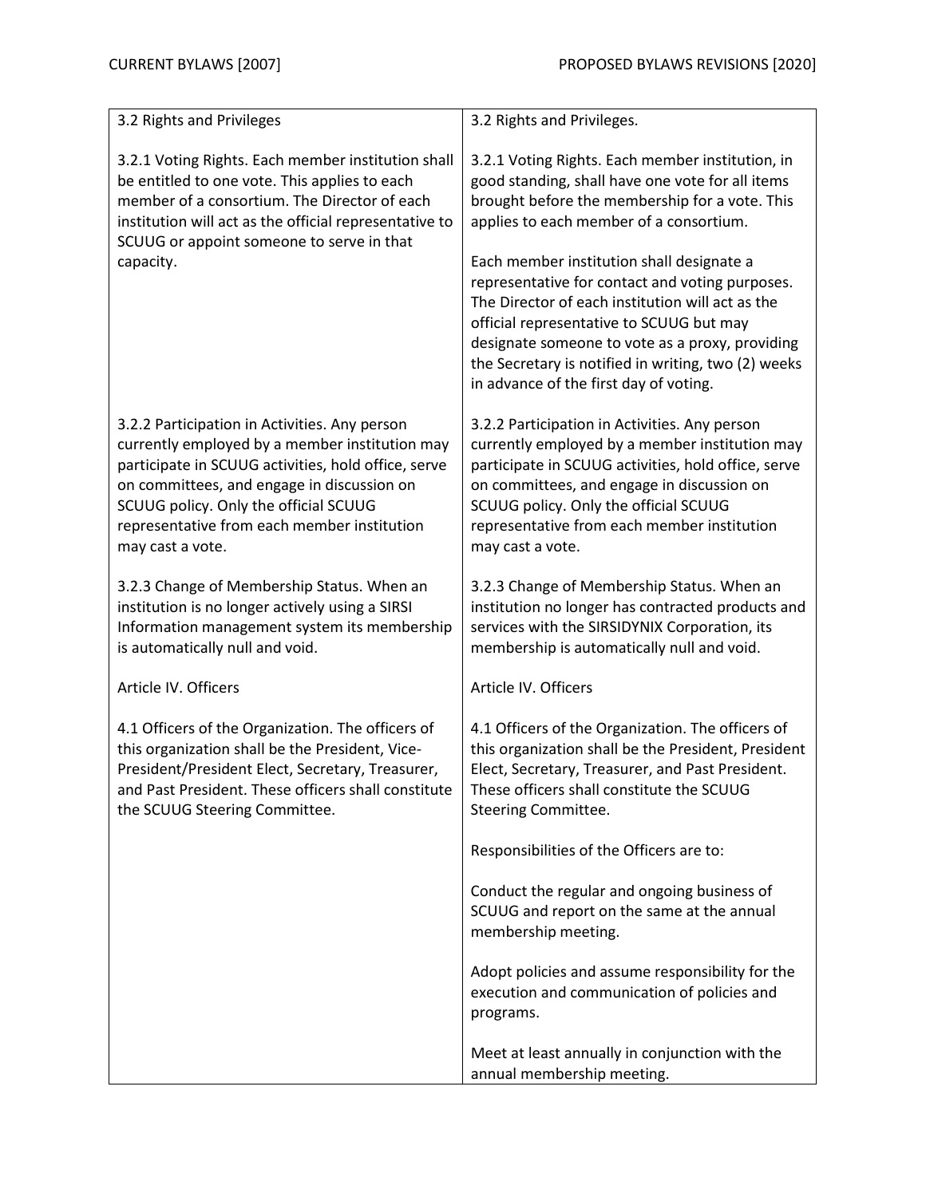| CURRENT BYLAWS [2007] | PROPOSED BYLAWS REVISIONS [2020] |
|---|---|
| 3.2 Rights and Privileges | 3.2 Rights and Privileges. |
| 3.2.1 Voting Rights. Each member institution shall be entitled to one vote. This applies to each member of a consortium. The Director of each institution will act as the official representative to SCUUG or appoint someone to serve in that capacity. | 3.2.1 Voting Rights. Each member institution, in good standing, shall have one vote for all items brought before the membership for a vote. This applies to each member of a consortium.<br><br>Each member institution shall designate a representative for contact and voting purposes. The Director of each institution will act as the official representative to SCUUG but may designate someone to vote as a proxy, providing the Secretary is notified in writing, two (2) weeks in advance of the first day of voting. |
| 3.2.2 Participation in Activities. Any person currently employed by a member institution may participate in SCUUG activities, hold office, serve on committees, and engage in discussion on SCUUG policy. Only the official SCUUG representative from each member institution may cast a vote. | 3.2.2 Participation in Activities. Any person currently employed by a member institution may participate in SCUUG activities, hold office, serve on committees, and engage in discussion on SCUUG policy. Only the official SCUUG representative from each member institution may cast a vote. |
| 3.2.3 Change of Membership Status. When an institution is no longer actively using a SIRSI Information management system its membership is automatically null and void. | 3.2.3 Change of Membership Status. When an institution no longer has contracted products and services with the SIRSIDYNIX Corporation, its membership is automatically null and void. |
| Article IV. Officers | Article IV. Officers |
| 4.1 Officers of the Organization. The officers of this organization shall be the President, Vice-President/President Elect, Secretary, Treasurer, and Past President. These officers shall constitute the SCUUG Steering Committee. | 4.1 Officers of the Organization. The officers of this organization shall be the President, President Elect, Secretary, Treasurer, and Past President. These officers shall constitute the SCUUG Steering Committee.<br><br>Responsibilities of the Officers are to:<br><br>Conduct the regular and ongoing business of SCUUG and report on the same at the annual membership meeting.<br><br>Adopt policies and assume responsibility for the execution and communication of policies and programs.<br><br>Meet at least annually in conjunction with the annual membership meeting. |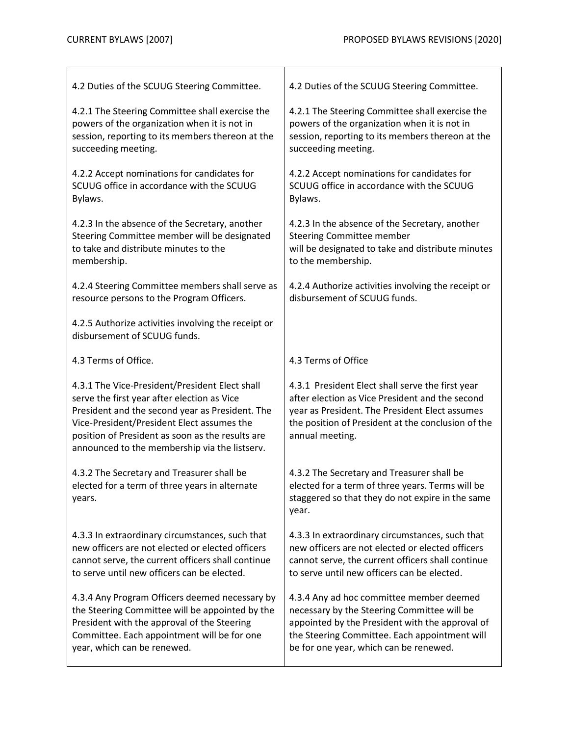| CURRENT BYLAWS [2007] | PROPOSED BYLAWS REVISIONS [2020] |
| --- | --- |
| 4.2 Duties of the SCUUG Steering Committee. | 4.2 Duties of the SCUUG Steering Committee. |
| 4.2.1 The Steering Committee shall exercise the powers of the organization when it is not in session, reporting to its members thereon at the succeeding meeting. | 4.2.1 The Steering Committee shall exercise the powers of the organization when it is not in session, reporting to its members thereon at the succeeding meeting. |
| 4.2.2 Accept nominations for candidates for SCUUG office in accordance with the SCUUG Bylaws. | 4.2.2 Accept nominations for candidates for SCUUG office in accordance with the SCUUG Bylaws. |
| 4.2.3 In the absence of the Secretary, another Steering Committee member will be designated to take and distribute minutes to the membership. | 4.2.3 In the absence of the Secretary, another Steering Committee member will be designated to take and distribute minutes to the membership. |
| 4.2.4 Steering Committee members shall serve as resource persons to the Program Officers. | 4.2.4 Authorize activities involving the receipt or disbursement of SCUUG funds. |
| 4.2.5 Authorize activities involving the receipt or disbursement of SCUUG funds. | |
| 4.3 Terms of Office. | 4.3 Terms of Office |
| 4.3.1 The Vice-President/President Elect shall serve the first year after election as Vice President and the second year as President. The Vice-President/President Elect assumes the position of President as soon as the results are announced to the membership via the listserv. | 4.3.1 President Elect shall serve the first year after election as Vice President and the second year as President. The President Elect assumes the position of President at the conclusion of the annual meeting. |
| 4.3.2 The Secretary and Treasurer shall be elected for a term of three years in alternate years. | 4.3.2 The Secretary and Treasurer shall be elected for a term of three years. Terms will be staggered so that they do not expire in the same year. |
| 4.3.3 In extraordinary circumstances, such that new officers are not elected or elected officers cannot serve, the current officers shall continue to serve until new officers can be elected. | 4.3.3 In extraordinary circumstances, such that new officers are not elected or elected officers cannot serve, the current officers shall continue to serve until new officers can be elected. |
| 4.3.4 Any Program Officers deemed necessary by the Steering Committee will be appointed by the President with the approval of the Steering Committee. Each appointment will be for one year, which can be renewed. | 4.3.4 Any ad hoc committee member deemed necessary by the Steering Committee will be appointed by the President with the approval of the Steering Committee. Each appointment will be for one year, which can be renewed. |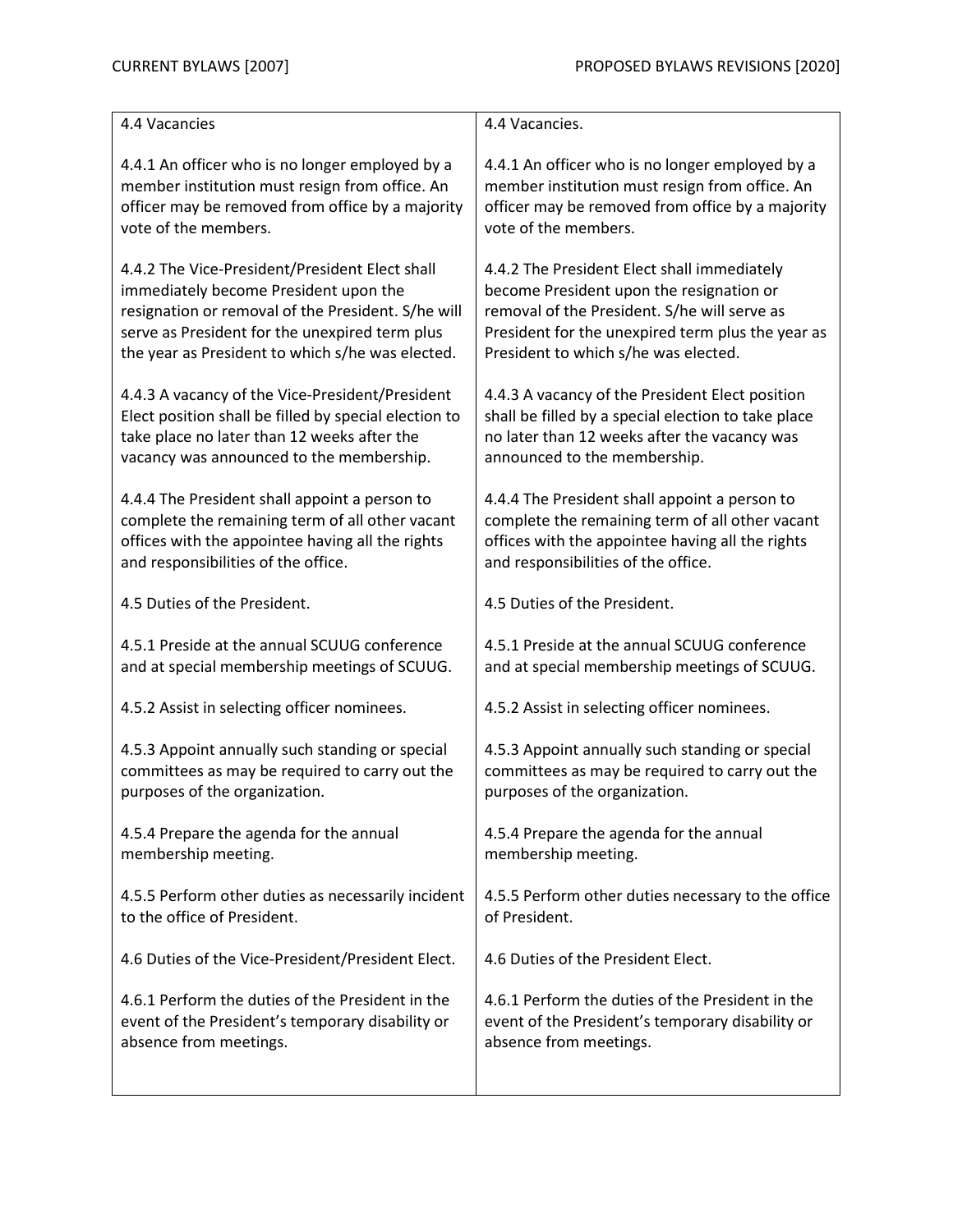| CURRENT BYLAWS [2007] | PROPOSED BYLAWS REVISIONS [2020] |
|---|---|
| 4.4 Vacancies | 4.4 Vacancies. |
| 4.4.1 An officer who is no longer employed by a member institution must resign from office. An officer may be removed from office by a majority vote of the members. | 4.4.1 An officer who is no longer employed by a member institution must resign from office. An officer may be removed from office by a majority vote of the members. |
| 4.4.2 The Vice-President/President Elect shall immediately become President upon the resignation or removal of the President. S/he will serve as President for the unexpired term plus the year as President to which s/he was elected. | 4.4.2 The President Elect shall immediately become President upon the resignation or removal of the President. S/he will serve as President for the unexpired term plus the year as President to which s/he was elected. |
| 4.4.3 A vacancy of the Vice-President/President Elect position shall be filled by special election to take place no later than 12 weeks after the vacancy was announced to the membership. | 4.4.3 A vacancy of the President Elect position shall be filled by a special election to take place no later than 12 weeks after the vacancy was announced to the membership. |
| 4.4.4 The President shall appoint a person to complete the remaining term of all other vacant offices with the appointee having all the rights and responsibilities of the office. | 4.4.4 The President shall appoint a person to complete the remaining term of all other vacant offices with the appointee having all the rights and responsibilities of the office. |
| 4.5 Duties of the President. | 4.5 Duties of the President. |
| 4.5.1 Preside at the annual SCUUG conference and at special membership meetings of SCUUG. | 4.5.1 Preside at the annual SCUUG conference and at special membership meetings of SCUUG. |
| 4.5.2 Assist in selecting officer nominees. | 4.5.2 Assist in selecting officer nominees. |
| 4.5.3 Appoint annually such standing or special committees as may be required to carry out the purposes of the organization. | 4.5.3 Appoint annually such standing or special committees as may be required to carry out the purposes of the organization. |
| 4.5.4 Prepare the agenda for the annual membership meeting. | 4.5.4 Prepare the agenda for the annual membership meeting. |
| 4.5.5 Perform other duties as necessarily incident to the office of President. | 4.5.5 Perform other duties necessary to the office of President. |
| 4.6 Duties of the Vice-President/President Elect. | 4.6 Duties of the President Elect. |
| 4.6.1 Perform the duties of the President in the event of the President's temporary disability or absence from meetings. | 4.6.1 Perform the duties of the President in the event of the President's temporary disability or absence from meetings. |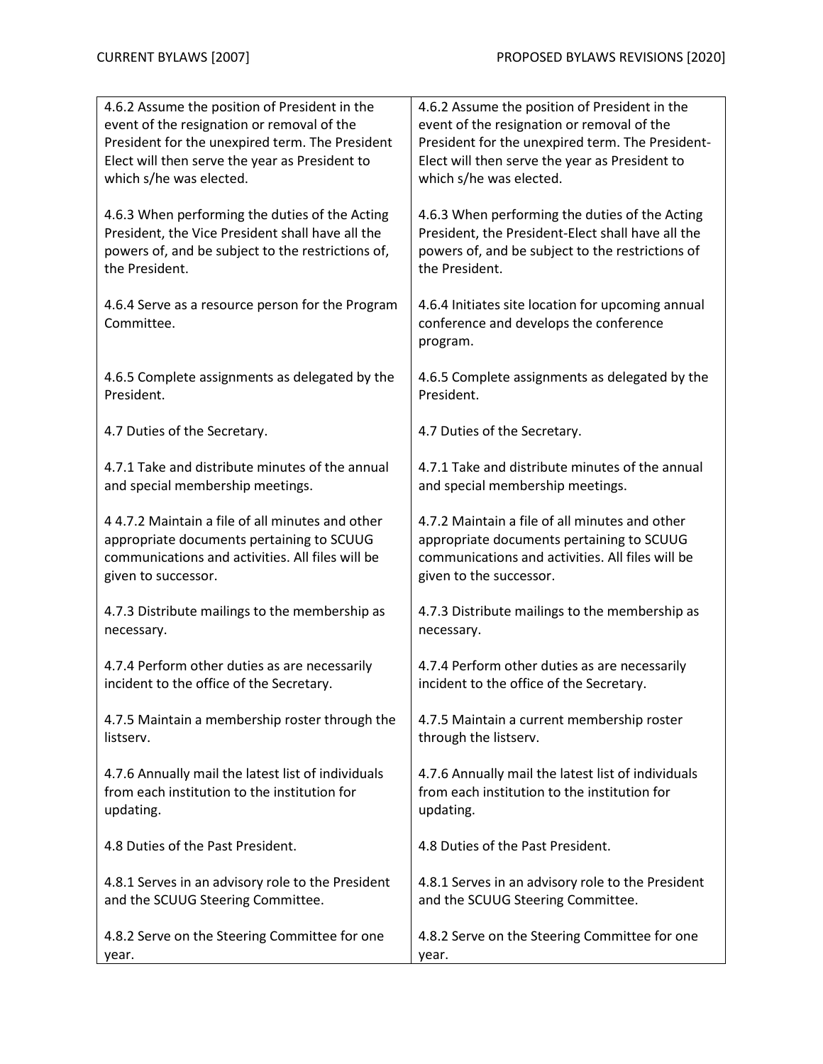| CURRENT BYLAWS [2007] | PROPOSED BYLAWS REVISIONS [2020] |
| --- | --- |
| 4.6.2 Assume the position of President in the event of the resignation or removal of the President for the unexpired term. The President Elect will then serve the year as President to which s/he was elected. | 4.6.2 Assume the position of President in the event of the resignation or removal of the President for the unexpired term. The President-Elect will then serve the year as President to which s/he was elected. |
| 4.6.3 When performing the duties of the Acting President, the Vice President shall have all the powers of, and be subject to the restrictions of, the President. | 4.6.3 When performing the duties of the Acting President, the President-Elect shall have all the powers of, and be subject to the restrictions of the President. |
| 4.6.4 Serve as a resource person for the Program Committee. | 4.6.4 Initiates site location for upcoming annual conference and develops the conference program. |
| 4.6.5 Complete assignments as delegated by the President. | 4.6.5 Complete assignments as delegated by the President. |
| 4.7 Duties of the Secretary. | 4.7 Duties of the Secretary. |
| 4.7.1 Take and distribute minutes of the annual and special membership meetings. | 4.7.1 Take and distribute minutes of the annual and special membership meetings. |
| 4 4.7.2 Maintain a file of all minutes and other appropriate documents pertaining to SCUUG communications and activities. All files will be given to successor. | 4.7.2 Maintain a file of all minutes and other appropriate documents pertaining to SCUUG communications and activities. All files will be given to the successor. |
| 4.7.3 Distribute mailings to the membership as necessary. | 4.7.3 Distribute mailings to the membership as necessary. |
| 4.7.4 Perform other duties as are necessarily incident to the office of the Secretary. | 4.7.4 Perform other duties as are necessarily incident to the office of the Secretary. |
| 4.7.5 Maintain a membership roster through the listserv. | 4.7.5 Maintain a current membership roster through the listserv. |
| 4.7.6 Annually mail the latest list of individuals from each institution to the institution for updating. | 4.7.6 Annually mail the latest list of individuals from each institution to the institution for updating. |
| 4.8 Duties of the Past President. | 4.8 Duties of the Past President. |
| 4.8.1 Serves in an advisory role to the President and the SCUUG Steering Committee. | 4.8.1 Serves in an advisory role to the President and the SCUUG Steering Committee. |
| 4.8.2 Serve on the Steering Committee for one year. | 4.8.2 Serve on the Steering Committee for one year. |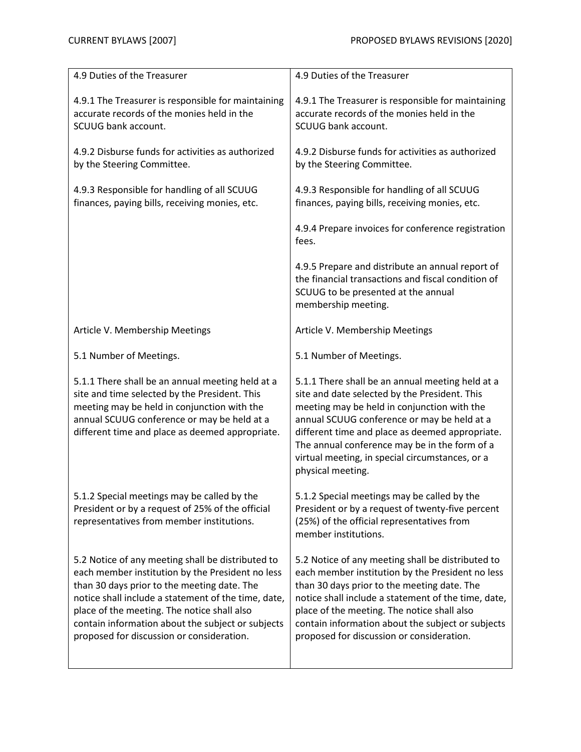| CURRENT BYLAWS [2007] | PROPOSED BYLAWS REVISIONS [2020] |
|---|---|
| 4.9 Duties of the Treasurer | 4.9 Duties of the Treasurer |
| 4.9.1 The Treasurer is responsible for maintaining accurate records of the monies held in the SCUUG bank account. | 4.9.1 The Treasurer is responsible for maintaining accurate records of the monies held in the SCUUG bank account. |
| 4.9.2 Disburse funds for activities as authorized by the Steering Committee. | 4.9.2 Disburse funds for activities as authorized by the Steering Committee. |
| 4.9.3 Responsible for handling of all SCUUG finances, paying bills, receiving monies, etc. | 4.9.3 Responsible for handling of all SCUUG finances, paying bills, receiving monies, etc. |
| | 4.9.4 Prepare invoices for conference registration fees. |
| | 4.9.5 Prepare and distribute an annual report of the financial transactions and fiscal condition of SCUUG to be presented at the annual membership meeting. |
| Article V. Membership Meetings | Article V. Membership Meetings |
| 5.1 Number of Meetings. | 5.1 Number of Meetings. |
| 5.1.1 There shall be an annual meeting held at a site and time selected by the President. This meeting may be held in conjunction with the annual SCUUG conference or may be held at a different time and place as deemed appropriate. | 5.1.1 There shall be an annual meeting held at a site and date selected by the President. This meeting may be held in conjunction with the annual SCUUG conference or may be held at a different time and place as deemed appropriate. The annual conference may be in the form of a virtual meeting, in special circumstances, or a physical meeting. |
| 5.1.2 Special meetings may be called by the President or by a request of 25% of the official representatives from member institutions. | 5.1.2 Special meetings may be called by the President or by a request of twenty-five percent (25%) of the official representatives from member institutions. |
| 5.2 Notice of any meeting shall be distributed to each member institution by the President no less than 30 days prior to the meeting date. The notice shall include a statement of the time, date, place of the meeting. The notice shall also contain information about the subject or subjects proposed for discussion or consideration. | 5.2 Notice of any meeting shall be distributed to each member institution by the President no less than 30 days prior to the meeting date. The notice shall include a statement of the time, date, place of the meeting. The notice shall also contain information about the subject or subjects proposed for discussion or consideration. |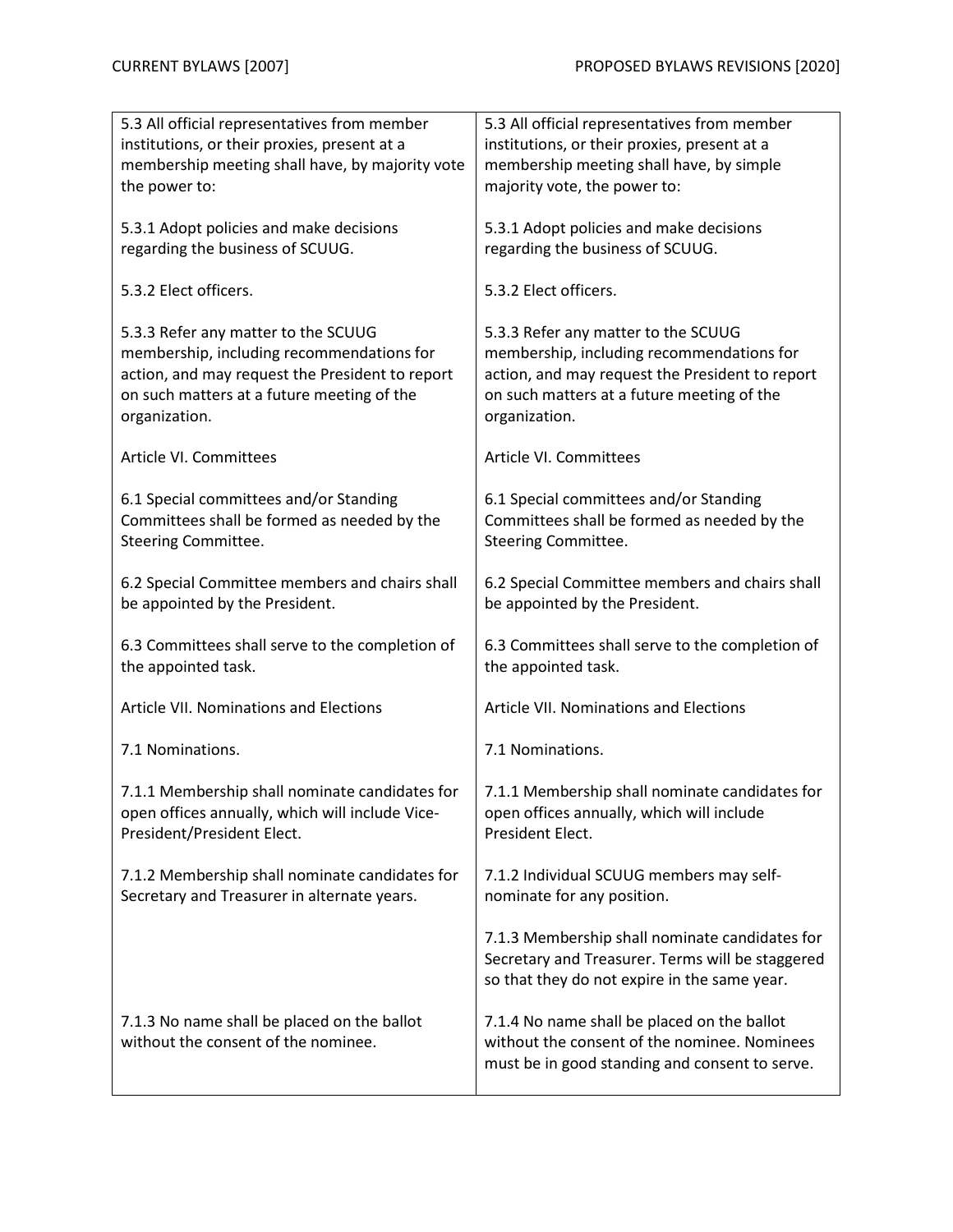| CURRENT BYLAWS [2007] | PROPOSED BYLAWS REVISIONS [2020] |
|---|---|
| 5.3 All official representatives from member institutions, or their proxies, present at a membership meeting shall have, by majority vote the power to: | 5.3 All official representatives from member institutions, or their proxies, present at a membership meeting shall have, by simple majority vote, the power to: |
| 5.3.1 Adopt policies and make decisions regarding the business of SCUUG. | 5.3.1 Adopt policies and make decisions regarding the business of SCUUG. |
| 5.3.2 Elect officers. | 5.3.2 Elect officers. |
| 5.3.3 Refer any matter to the SCUUG membership, including recommendations for action, and may request the President to report on such matters at a future meeting of the organization. | 5.3.3 Refer any matter to the SCUUG membership, including recommendations for action, and may request the President to report on such matters at a future meeting of the organization. |
| Article VI. Committees | Article VI. Committees |
| 6.1 Special committees and/or Standing Committees shall be formed as needed by the Steering Committee. | 6.1 Special committees and/or Standing Committees shall be formed as needed by the Steering Committee. |
| 6.2 Special Committee members and chairs shall be appointed by the President. | 6.2 Special Committee members and chairs shall be appointed by the President. |
| 6.3 Committees shall serve to the completion of the appointed task. | 6.3 Committees shall serve to the completion of the appointed task. |
| Article VII. Nominations and Elections | Article VII. Nominations and Elections |
| 7.1 Nominations. | 7.1 Nominations. |
| 7.1.1 Membership shall nominate candidates for open offices annually, which will include Vice-President/President Elect. | 7.1.1 Membership shall nominate candidates for open offices annually, which will include President Elect. |
| 7.1.2 Membership shall nominate candidates for Secretary and Treasurer in alternate years. | 7.1.2 Individual SCUUG members may self-nominate for any position. |
| | 7.1.3 Membership shall nominate candidates for Secretary and Treasurer. Terms will be staggered so that they do not expire in the same year. |
| 7.1.3 No name shall be placed on the ballot without the consent of the nominee. | 7.1.4 No name shall be placed on the ballot without the consent of the nominee. Nominees must be in good standing and consent to serve. |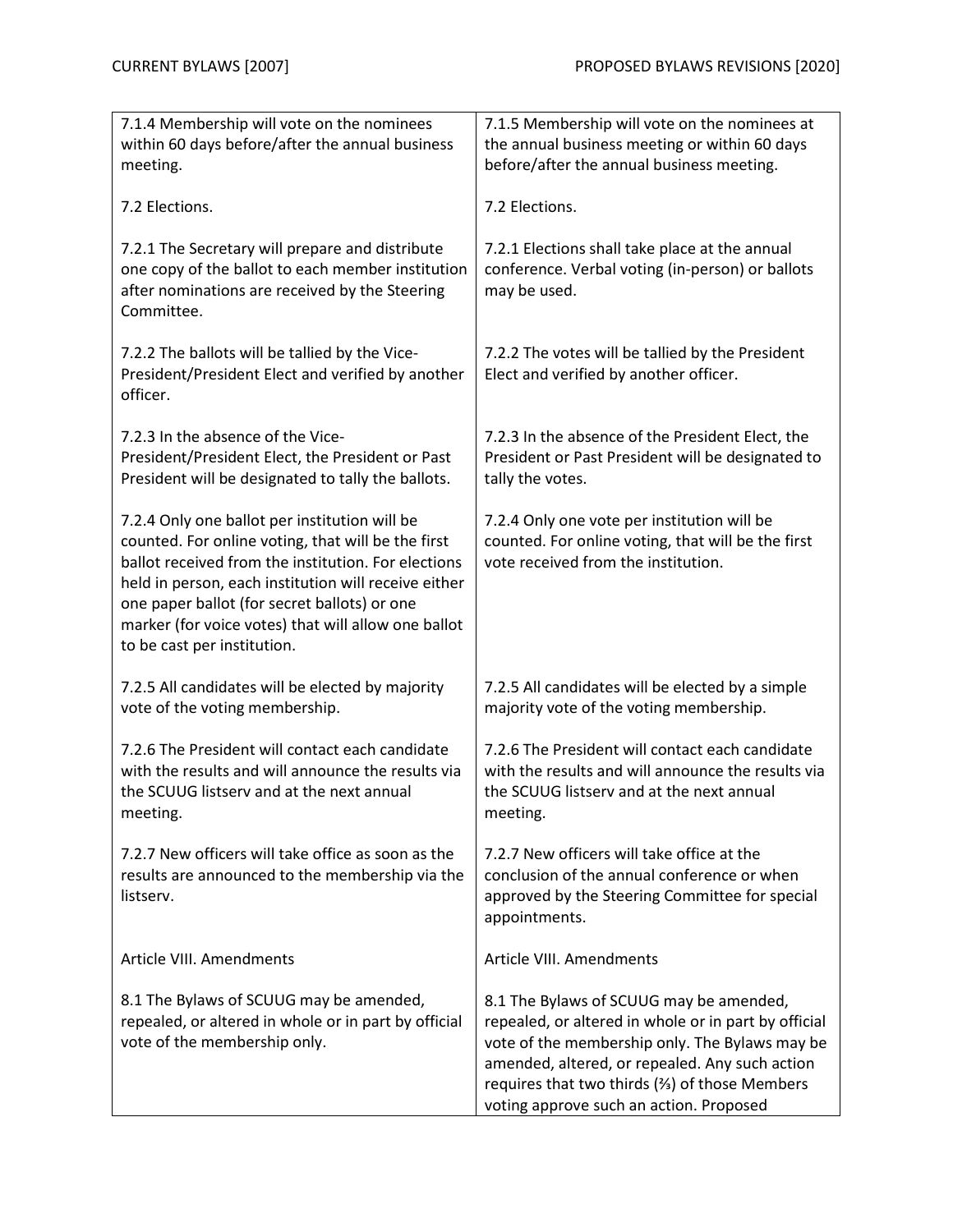| CURRENT BYLAWS [2007] | PROPOSED BYLAWS REVISIONS [2020] |
|---|---|
| 7.1.4 Membership will vote on the nominees within 60 days before/after the annual business meeting. | 7.1.5 Membership will vote on the nominees at the annual business meeting or within 60 days before/after the annual business meeting. |
| 7.2 Elections. | 7.2 Elections. |
| 7.2.1 The Secretary will prepare and distribute one copy of the ballot to each member institution after nominations are received by the Steering Committee. | 7.2.1 Elections shall take place at the annual conference. Verbal voting (in-person) or ballots may be used. |
| 7.2.2 The ballots will be tallied by the Vice-President/President Elect and verified by another officer. | 7.2.2 The votes will be tallied by the President Elect and verified by another officer. |
| 7.2.3 In the absence of the Vice-President/President Elect, the President or Past President will be designated to tally the ballots. | 7.2.3 In the absence of the President Elect, the President or Past President will be designated to tally the votes. |
| 7.2.4 Only one ballot per institution will be counted. For online voting, that will be the first ballot received from the institution. For elections held in person, each institution will receive either one paper ballot (for secret ballots) or one marker (for voice votes) that will allow one ballot to be cast per institution. | 7.2.4 Only one vote per institution will be counted. For online voting, that will be the first vote received from the institution. |
| 7.2.5 All candidates will be elected by majority vote of the voting membership. | 7.2.5 All candidates will be elected by a simple majority vote of the voting membership. |
| 7.2.6 The President will contact each candidate with the results and will announce the results via the SCUUG listserv and at the next annual meeting. | 7.2.6 The President will contact each candidate with the results and will announce the results via the SCUUG listserv and at the next annual meeting. |
| 7.2.7 New officers will take office as soon as the results are announced to the membership via the listserv. | 7.2.7 New officers will take office at the conclusion of the annual conference or when approved by the Steering Committee for special appointments. |
| Article VIII. Amendments | Article VIII. Amendments |
| 8.1 The Bylaws of SCUUG may be amended, repealed, or altered in whole or in part by official vote of the membership only. | 8.1 The Bylaws of SCUUG may be amended, repealed, or altered in whole or in part by official vote of the membership only. The Bylaws may be amended, altered, or repealed. Any such action requires that two thirds (⅔) of those Members voting approve such an action. Proposed |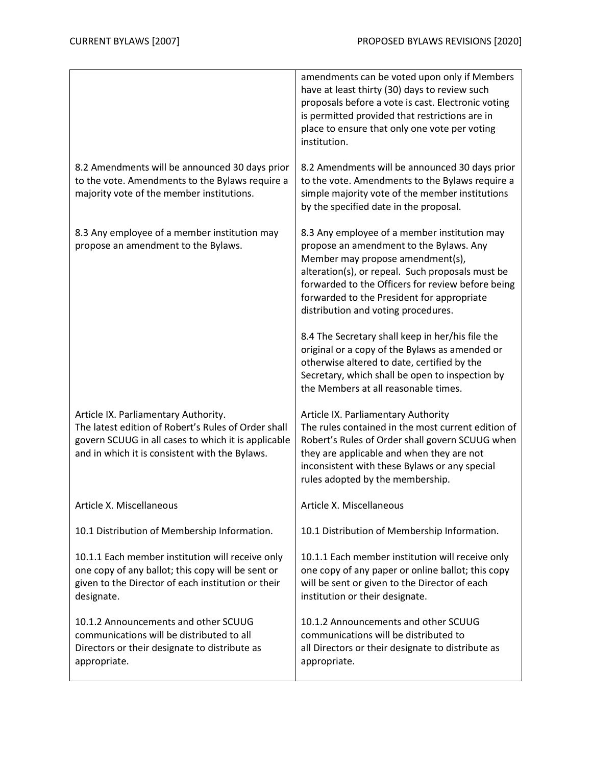| CURRENT BYLAWS [2007] | PROPOSED BYLAWS REVISIONS [2020] |
|---|---|
| | amendments can be voted upon only if Members have at least thirty (30) days to review such proposals before a vote is cast. Electronic voting is permitted provided that restrictions are in place to ensure that only one vote per voting institution. |
| 8.2 Amendments will be announced 30 days prior to the vote. Amendments to the Bylaws require a majority vote of the member institutions. | 8.2 Amendments will be announced 30 days prior to the vote. Amendments to the Bylaws require a simple majority vote of the member institutions by the specified date in the proposal. |
| 8.3 Any employee of a member institution may propose an amendment to the Bylaws. | 8.3 Any employee of a member institution may propose an amendment to the Bylaws. Any Member may propose amendment(s), alteration(s), or repeal. Such proposals must be forwarded to the Officers for review before being forwarded to the President for appropriate distribution and voting procedures. |
| | 8.4 The Secretary shall keep in her/his file the original or a copy of the Bylaws as amended or otherwise altered to date, certified by the Secretary, which shall be open to inspection by the Members at all reasonable times. |
| Article IX. Parliamentary Authority. The latest edition of Robert's Rules of Order shall govern SCUUG in all cases to which it is applicable and in which it is consistent with the Bylaws. | Article IX. Parliamentary Authority The rules contained in the most current edition of Robert's Rules of Order shall govern SCUUG when they are applicable and when they are not inconsistent with these Bylaws or any special rules adopted by the membership. |
| Article X. Miscellaneous | Article X. Miscellaneous |
| 10.1 Distribution of Membership Information. | 10.1 Distribution of Membership Information. |
| 10.1.1 Each member institution will receive only one copy of any ballot; this copy will be sent or given to the Director of each institution or their designate. | 10.1.1 Each member institution will receive only one copy of any paper or online ballot; this copy will be sent or given to the Director of each institution or their designate. |
| 10.1.2 Announcements and other SCUUG communications will be distributed to all Directors or their designate to distribute as appropriate. | 10.1.2 Announcements and other SCUUG communications will be distributed to all Directors or their designate to distribute as appropriate. |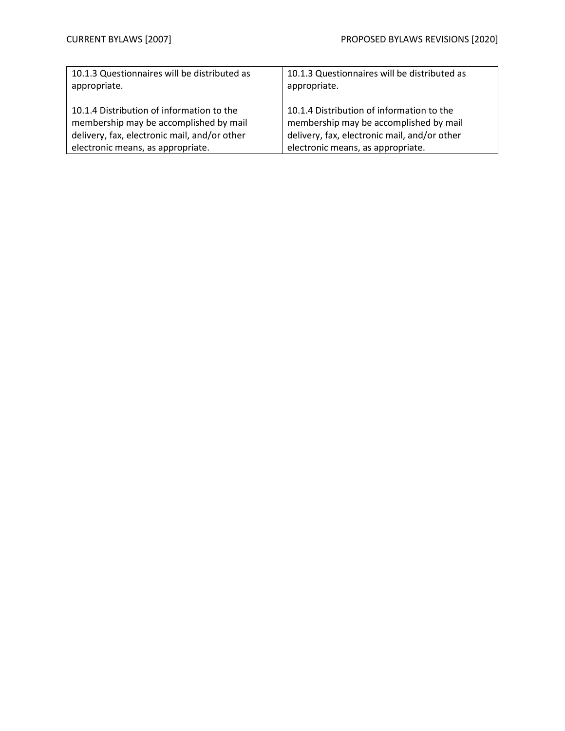| CURRENT BYLAWS [2007] | PROPOSED BYLAWS REVISIONS [2020] |
| --- | --- |
| 10.1.3 Questionnaires will be distributed as appropriate.<br><br>10.1.4 Distribution of information to the membership may be accomplished by mail delivery, fax, electronic mail, and/or other electronic means, as appropriate. | 10.1.3 Questionnaires will be distributed as appropriate.<br><br>10.1.4 Distribution of information to the membership may be accomplished by mail delivery, fax, electronic mail, and/or other electronic means, as appropriate. |